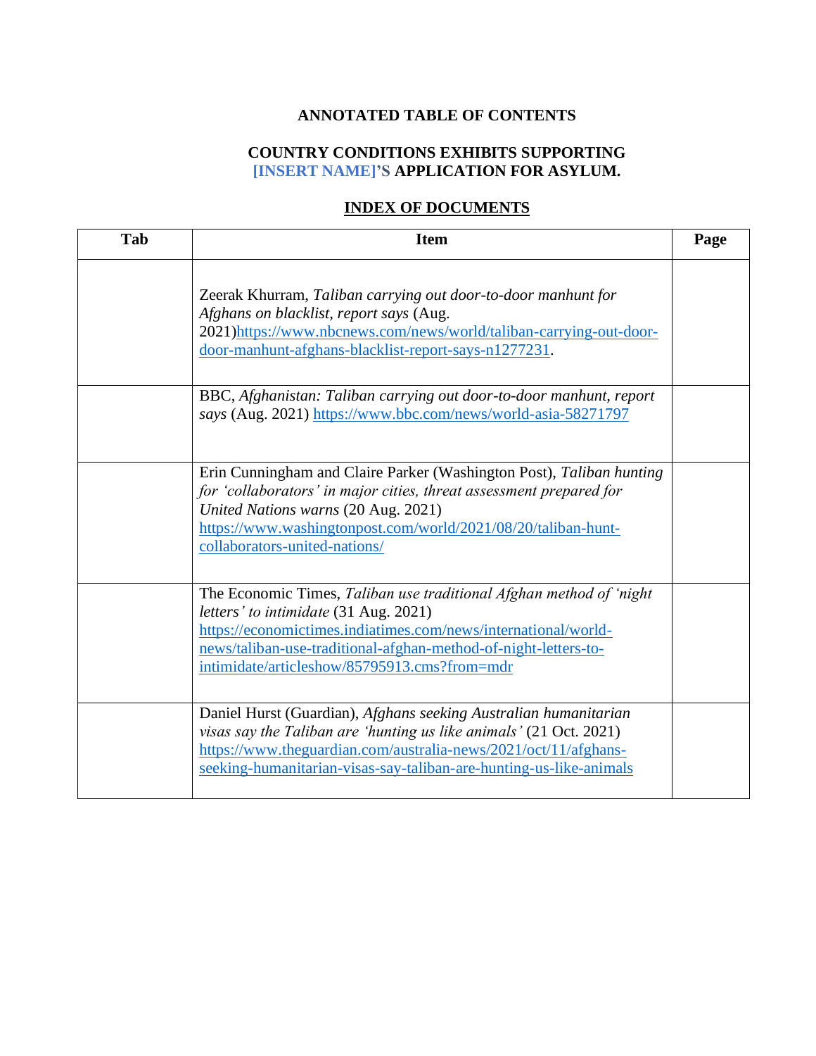**ANNOTATED TABLE OF CONTENTS**

**COUNTRY CONDITIONS EXHIBITS SUPPORTING [INSERT NAME]'S APPLICATION FOR ASYLUM.**

**INDEX OF DOCUMENTS**

| Tab | Item | Page |
|---|---|---|
| | Zeerak Khurram, *Taliban carrying out door-to-door manhunt for Afghans on blacklist, report says* (Aug. 2021)https://www.nbcnews.com/news/world/taliban-carrying-out-door-door-manhunt-afghans-blacklist-report-says-n1277231. | |
| | BBC, *Afghanistan: Taliban carrying out door-to-door manhunt, report says* (Aug. 2021) https://www.bbc.com/news/world-asia-58271797 | |
| | Erin Cunningham and Claire Parker (Washington Post), *Taliban hunting for 'collaborators' in major cities, threat assessment prepared for United Nations warns* (20 Aug. 2021) https://www.washingtonpost.com/world/2021/08/20/taliban-hunt-collaborators-united-nations/ | |
| | The Economic Times, *Taliban use traditional Afghan method of 'night letters' to intimidate* (31 Aug. 2021) https://economictimes.indiatimes.com/news/international/world-news/taliban-use-traditional-afghan-method-of-night-letters-to-intimidate/articleshow/85795913.cms?from=mdr | |
| | Daniel Hurst (Guardian), *Afghans seeking Australian humanitarian visas say the Taliban are 'hunting us like animals'* (21 Oct. 2021) https://www.theguardian.com/australia-news/2021/oct/11/afghans-seeking-humanitarian-visas-say-taliban-are-hunting-us-like-animals | |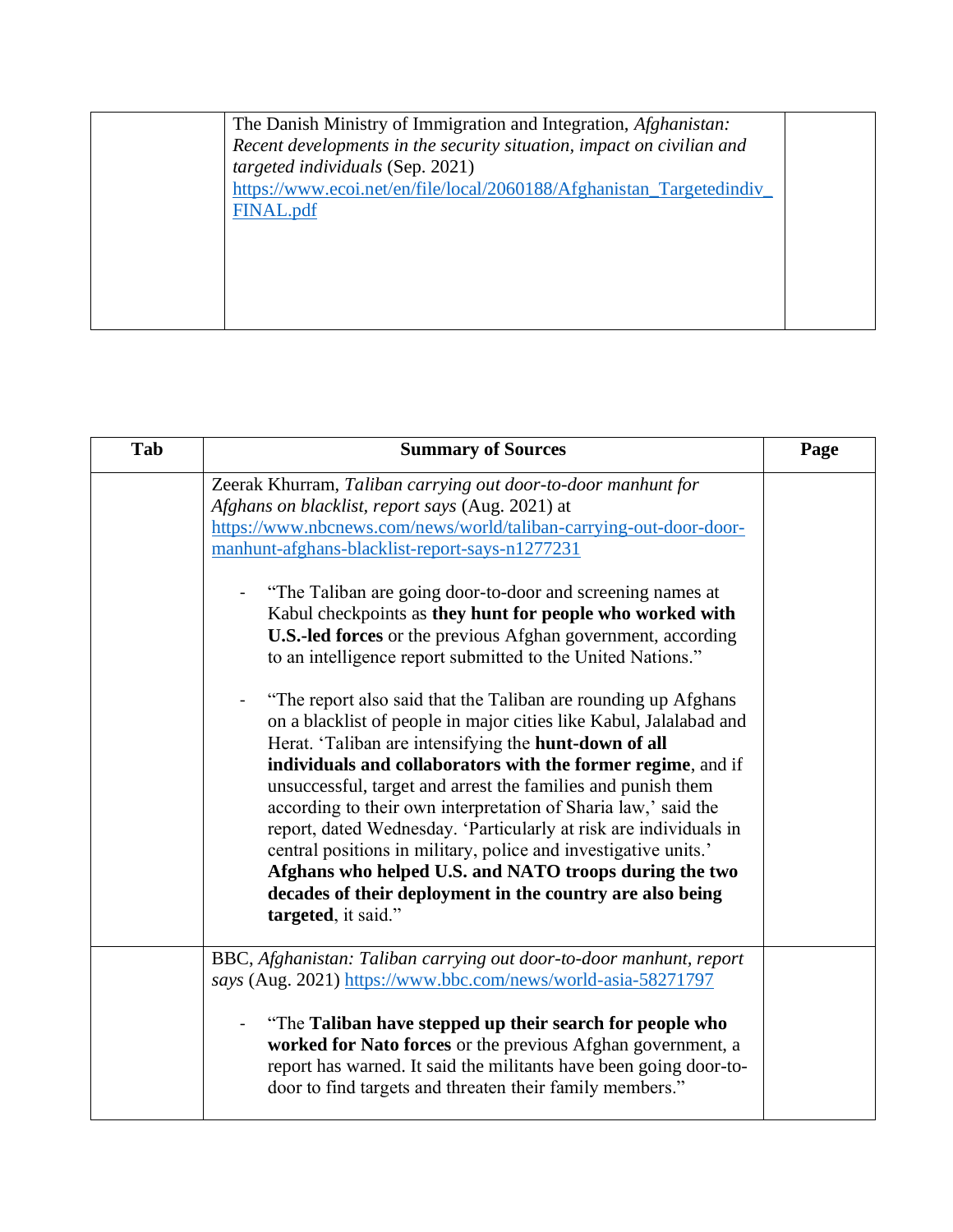|  | The Danish Ministry of Immigration and Integration, *Afghanistan: Recent developments in the security situation, impact on civilian and targeted individuals* (Sep. 2021) [https://www.ecoi.net/en/file/local/2060188/Afghanistan_Targetedindiv_FINAL.pdf](https://www.ecoi.net/en/file/local/2060188/Afghanistan_Targetedindiv_FINAL.pdf) |  |
|---|---|---|

| Tab | Summary of Sources | Page |
|---|---|---|
|  | Zeerak Khurram, *Taliban carrying out door-to-door manhunt for Afghans on blacklist, report says* (Aug. 2021) at [https://www.nbcnews.com/news/world/taliban-carrying-out-door-door-manhunt-afghans-blacklist-report-says-n1277231](https://www.nbcnews.com/news/world/taliban-carrying-out-door-door-manhunt-afghans-blacklist-report-says-n1277231)<br><br>- "The Taliban are going door-to-door and screening names at Kabul checkpoints as **they hunt for people who worked with U.S.-led forces** or the previous Afghan government, according to an intelligence report submitted to the United Nations."<br><br>- "The report also said that the Taliban are rounding up Afghans on a blacklist of people in major cities like Kabul, Jalalabad and Herat. 'Taliban are intensifying the **hunt-down of all individuals and collaborators with the former regime**, and if unsuccessful, target and arrest the families and punish them according to their own interpretation of Sharia law,' said the report, dated Wednesday. 'Particularly at risk are individuals in central positions in military, police and investigative units.' **Afghans who helped U.S. and NATO troops during the two decades of their deployment in the country are also being targeted**, it said." |  |
|  | BBC, *Afghanistan: Taliban carrying out door-to-door manhunt, report says* (Aug. 2021) [https://www.bbc.com/news/world-asia-58271797](https://www.bbc.com/news/world-asia-58271797)<br><br>- "The **Taliban have stepped up their search for people who worked for Nato forces** or the previous Afghan government, a report has warned. It said the militants have been going door-to-door to find targets and threaten their family members." |  |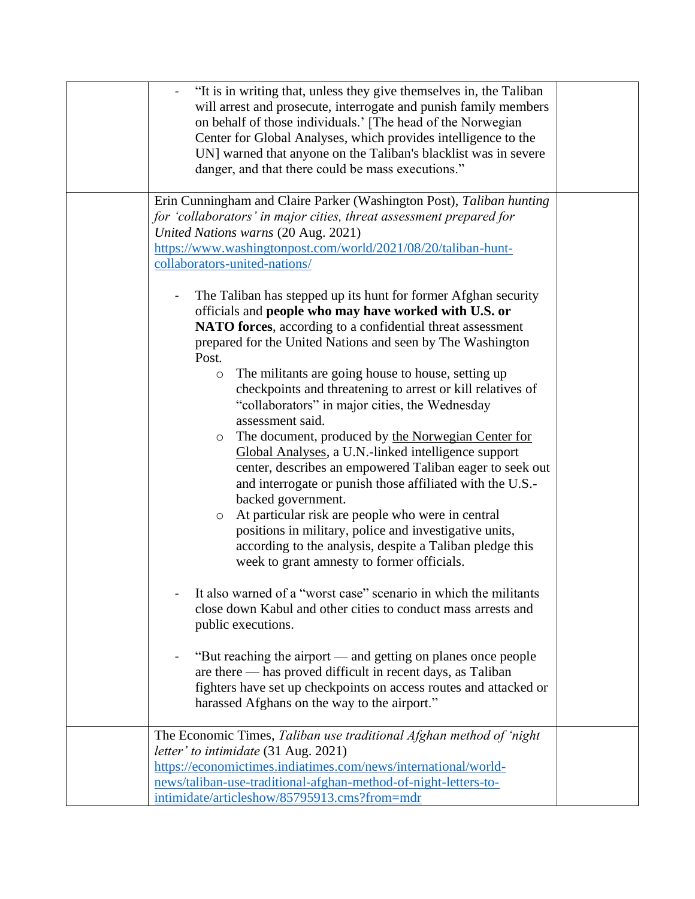| | | |
|---|---|---|
| | - "It is in writing that, unless they give themselves in, the Taliban will arrest and prosecute, interrogate and punish family members on behalf of those individuals.' [The head of the Norwegian Center for Global Analyses, which provides intelligence to the UN] warned that anyone on the Taliban's blacklist was in severe danger, and that there could be mass executions." | |
| | Erin Cunningham and Claire Parker (Washington Post), *Taliban hunting for 'collaborators' in major cities, threat assessment prepared for United Nations warns* (20 Aug. 2021) https://www.washingtonpost.com/world/2021/08/20/taliban-hunt-collaborators-united-nations/ <br><br> - The Taliban has stepped up its hunt for former Afghan security officials and **people who may have worked with U.S. or NATO forces**, according to a confidential threat assessment prepared for the United Nations and seen by The Washington Post. <br> &nbsp;&nbsp;&nbsp;&nbsp;o The militants are going house to house, setting up checkpoints and threatening to arrest or kill relatives of "collaborators" in major cities, the Wednesday assessment said. <br> &nbsp;&nbsp;&nbsp;&nbsp;o The document, produced by the Norwegian Center for Global Analyses, a U.N.-linked intelligence support center, describes an empowered Taliban eager to seek out and interrogate or punish those affiliated with the U.S.-backed government. <br> &nbsp;&nbsp;&nbsp;&nbsp;o At particular risk are people who were in central positions in military, police and investigative units, according to the analysis, despite a Taliban pledge this week to grant amnesty to former officials. <br><br> - It also warned of a "worst case" scenario in which the militants close down Kabul and other cities to conduct mass arrests and public executions. <br><br> - "But reaching the airport — and getting on planes once people are there — has proved difficult in recent days, as Taliban fighters have set up checkpoints on access routes and attacked or harassed Afghans on the way to the airport." | |
| | The Economic Times, *Taliban use traditional Afghan method of 'night letter' to intimidate* (31 Aug. 2021) https://economictimes.indiatimes.com/news/international/world-news/taliban-use-traditional-afghan-method-of-night-letters-to-intimidate/articleshow/85795913.cms?from=mdr | |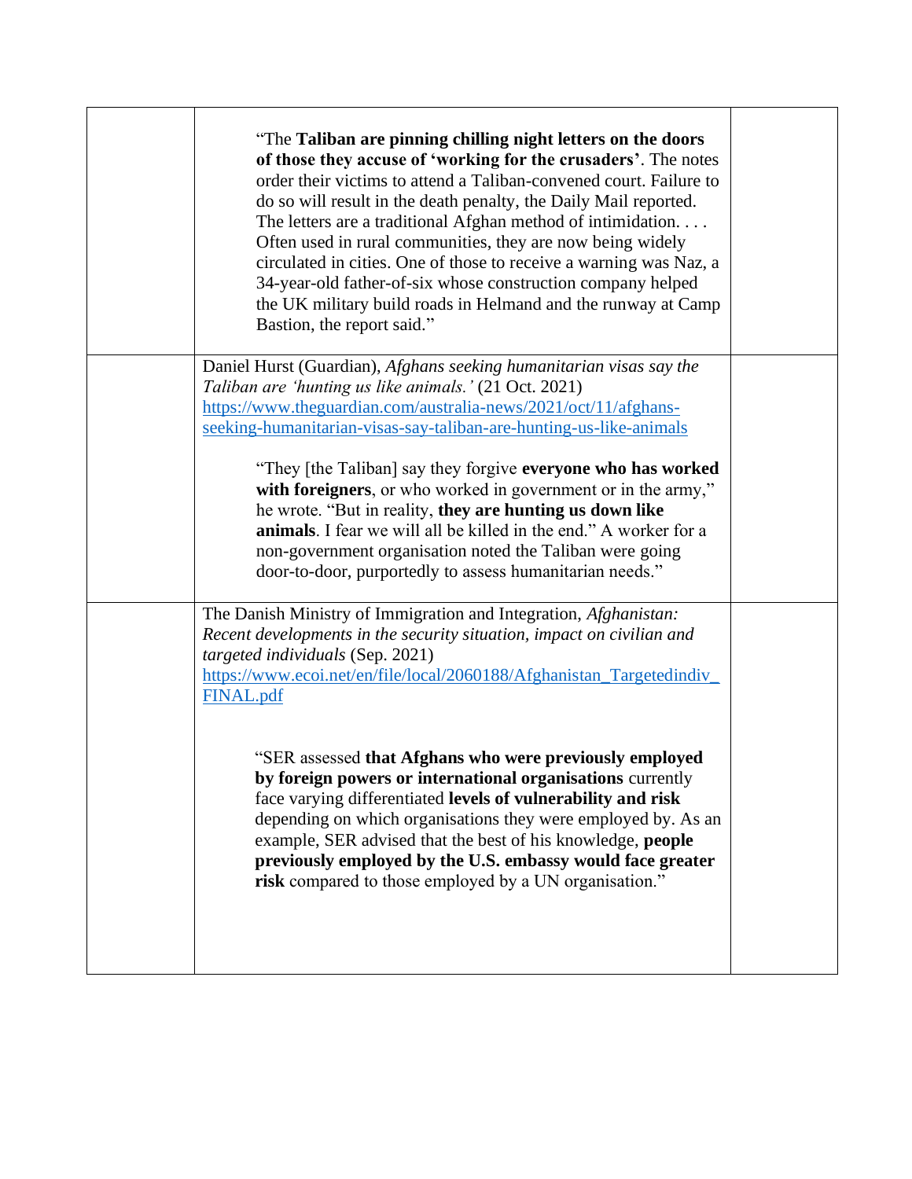| | | |
|---|---|---|
| | "The **Taliban are pinning chilling night letters on the doors of those they accuse of 'working for the crusaders'**. The notes order their victims to attend a Taliban-convened court. Failure to do so will result in the death penalty, the Daily Mail reported. The letters are a traditional Afghan method of intimidation. . . . Often used in rural communities, they are now being widely circulated in cities. One of those to receive a warning was Naz, a 34-year-old father-of-six whose construction company helped the UK military build roads in Helmand and the runway at Camp Bastion, the report said." | |
| | Daniel Hurst (Guardian), *Afghans seeking humanitarian visas say the Taliban are 'hunting us like animals.'* (21 Oct. 2021) https://www.theguardian.com/australia-news/2021/oct/11/afghans-seeking-humanitarian-visas-say-taliban-are-hunting-us-like-animals <br><br> "They [the Taliban] say they forgive **everyone who has worked with foreigners**, or who worked in government or in the army," he wrote. "But in reality, **they are hunting us down like animals**. I fear we will all be killed in the end." A worker for a non-government organisation noted the Taliban were going door-to-door, purportedly to assess humanitarian needs." | |
| | The Danish Ministry of Immigration and Integration, *Afghanistan: Recent developments in the security situation, impact on civilian and targeted individuals* (Sep. 2021) https://www.ecoi.net/en/file/local/2060188/Afghanistan_Targetedindiv_FINAL.pdf <br><br> "SER assessed **that Afghans who were previously employed by foreign powers or international organisations** currently face varying differentiated **levels of vulnerability and risk** depending on which organisations they were employed by. As an example, SER advised that the best of his knowledge, **people previously employed by the U.S. embassy would face greater risk** compared to those employed by a UN organisation." | |